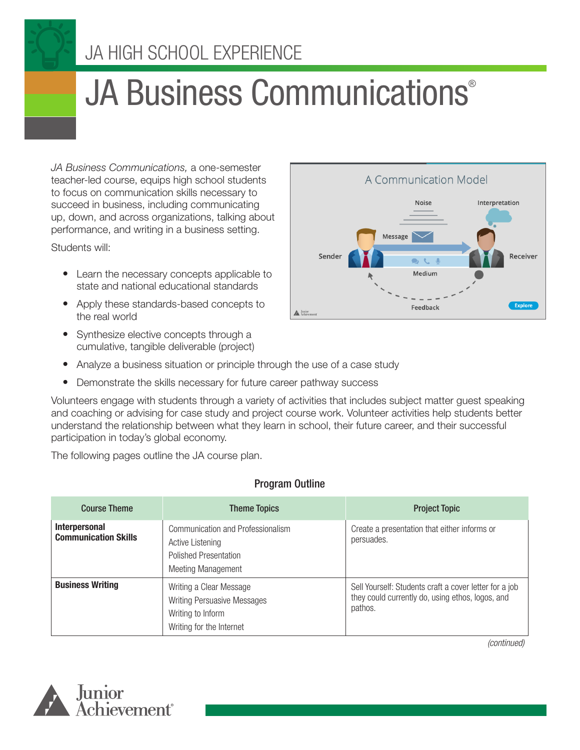JA HIGH SCHOOL EXPERIENCE

# JA Business Communications®

*JA Business Communications,* a one-semester teacher-led course, equips high school students to focus on communication skills necessary to succeed in business, including communicating up, down, and across organizations, talking about performance, and writing in a business setting.

Students will:

- Learn the necessary concepts applicable to state and national educational standards
- Apply these standards-based concepts to the real world
- Synthesize elective concepts through a cumulative, tangible deliverable (project)
- Analyze a business situation or principle through the use of a case study
- Demonstrate the skills necessary for future career pathway success

A Communication Model

Noise
Interpretation
Message
Sender
Receiver
Medium
Feedback
Explore

Volunteers engage with students through a variety of activities that includes subject matter guest speaking and coaching or advising for case study and project course work. Volunteer activities help students better understand the relationship between what they learn in school, their future career, and their successful participation in today's global economy.

The following pages outline the JA course plan.

## Program Outline

| Course Theme | Theme Topics | Project Topic |
|---|---|---|
| **Interpersonal Communication Skills** | Communication and Professionalism<br>Active Listening<br>Polished Presentation<br>Meeting Management | Create a presentation that either informs or persuades. |
| **Business Writing** | Writing a Clear Message<br>Writing Persuasive Messages<br>Writing to Inform<br>Writing for the Internet | Sell Yourself: Students craft a cover letter for a job they could currently do, using ethos, logos, and pathos. |

*(continued)*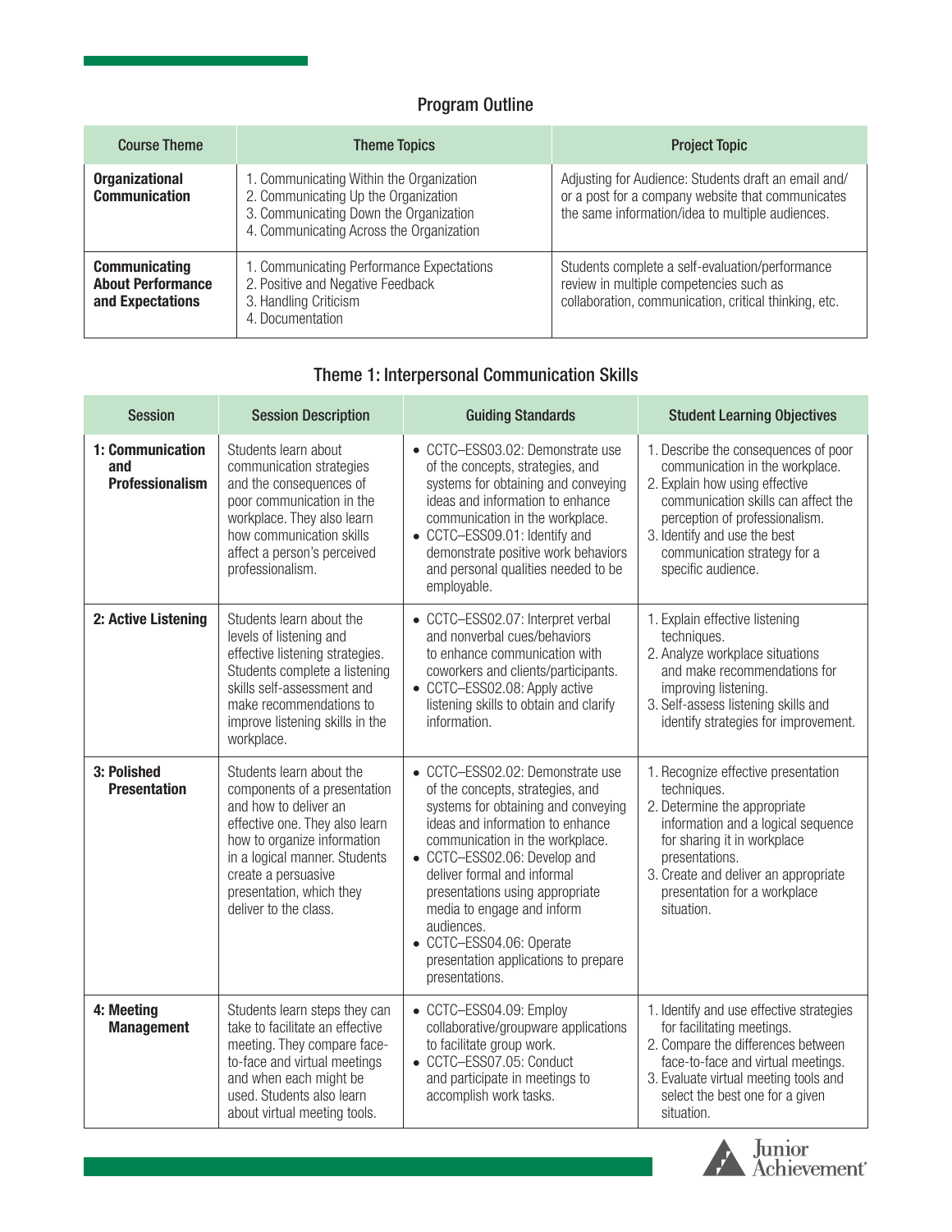## Program Outline

| Course Theme | Theme Topics | Project Topic |
|---|---|---|
| **Organizational Communication** | 1. Communicating Within the Organization<br>2. Communicating Up the Organization<br>3. Communicating Down the Organization<br>4. Communicating Across the Organization | Adjusting for Audience: Students draft an email and/or a post for a company website that communicates the same information/idea to multiple audiences. |
| **Communicating About Performance and Expectations** | 1. Communicating Performance Expectations<br>2. Positive and Negative Feedback<br>3. Handling Criticism<br>4. Documentation | Students complete a self-evaluation/performance review in multiple competencies such as collaboration, communication, critical thinking, etc. |

## Theme 1: Interpersonal Communication Skills

| Session | Session Description | Guiding Standards | Student Learning Objectives |
|---|---|---|---|
| **1: Communication and Professionalism** | Students learn about communication strategies and the consequences of poor communication in the workplace. They also learn how communication skills affect a person's perceived professionalism. | • CCTC–ESS03.02: Demonstrate use of the concepts, strategies, and systems for obtaining and conveying ideas and information to enhance communication in the workplace.<br>• CCTC–ESS09.01: Identify and demonstrate positive work behaviors and personal qualities needed to be employable. | 1. Describe the consequences of poor communication in the workplace.<br>2. Explain how using effective communication skills can affect the perception of professionalism.<br>3. Identify and use the best communication strategy for a specific audience. |
| **2: Active Listening** | Students learn about the levels of listening and effective listening strategies. Students complete a listening skills self-assessment and make recommendations to improve listening skills in the workplace. | • CCTC–ESS02.07: Interpret verbal and nonverbal cues/behaviors to enhance communication with coworkers and clients/participants.<br>• CCTC–ESS02.08: Apply active listening skills to obtain and clarify information. | 1. Explain effective listening techniques.<br>2. Analyze workplace situations and make recommendations for improving listening.<br>3. Self-assess listening skills and identify strategies for improvement. |
| **3: Polished Presentation** | Students learn about the components of a presentation and how to deliver an effective one. They also learn how to organize information in a logical manner. Students create a persuasive presentation, which they deliver to the class. | • CCTC–ESS02.02: Demonstrate use of the concepts, strategies, and systems for obtaining and conveying ideas and information to enhance communication in the workplace.<br>• CCTC–ESS02.06: Develop and deliver formal and informal presentations using appropriate media to engage and inform audiences.<br>• CCTC–ESS04.06: Operate presentation applications to prepare presentations. | 1. Recognize effective presentation techniques.<br>2. Determine the appropriate information and a logical sequence for sharing it in workplace presentations.<br>3. Create and deliver an appropriate presentation for a workplace situation. |
| **4: Meeting Management** | Students learn steps they can take to facilitate an effective meeting. They compare face-to-face and virtual meetings and when each might be used. Students also learn about virtual meeting tools. | • CCTC–ESS04.09: Employ collaborative/groupware applications to facilitate group work.<br>• CCTC–ESS07.05: Conduct and participate in meetings to accomplish work tasks. | 1. Identify and use effective strategies for facilitating meetings.<br>2. Compare the differences between face-to-face and virtual meetings.<br>3. Evaluate virtual meeting tools and select the best one for a given situation. |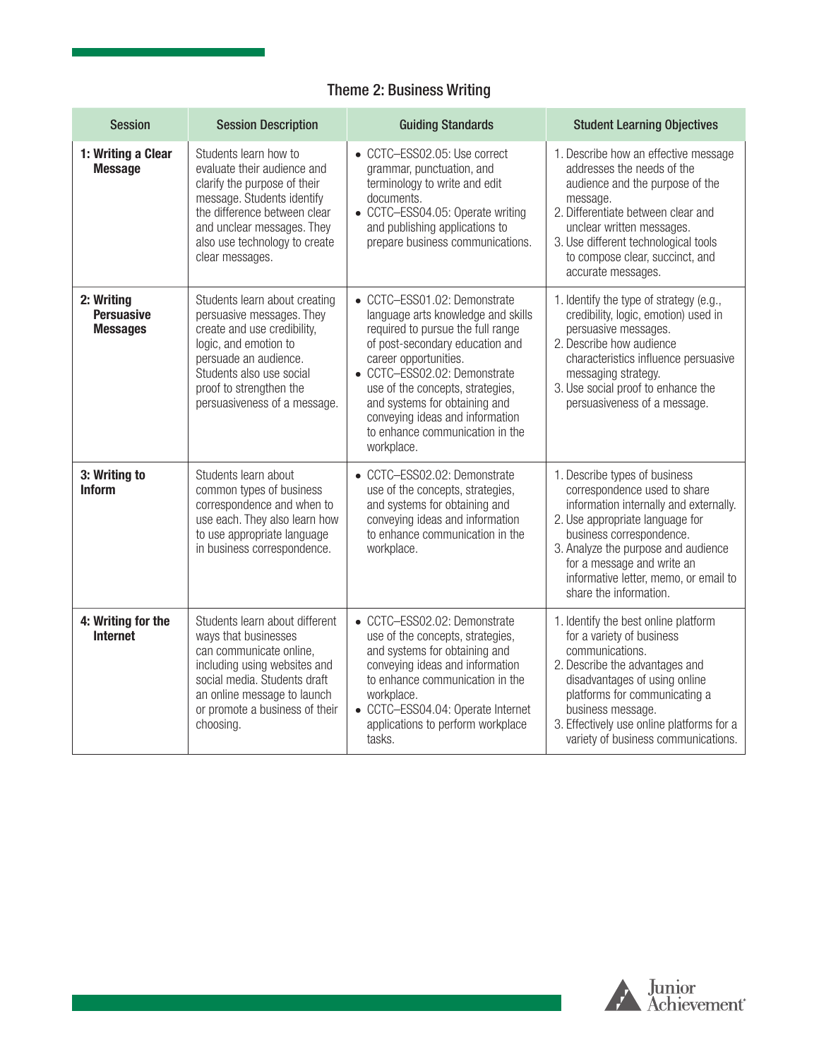## Theme 2: Business Writing

| Session | Session Description | Guiding Standards | Student Learning Objectives |
|---|---|---|---|
| **1: Writing a Clear Message** | Students learn how to evaluate their audience and clarify the purpose of their message. Students identify the difference between clear and unclear messages. They also use technology to create clear messages. | • CCTC–ESS02.05: Use correct grammar, punctuation, and terminology to write and edit documents.<br>• CCTC–ESS04.05: Operate writing and publishing applications to prepare business communications. | 1. Describe how an effective message addresses the needs of the audience and the purpose of the message.<br>2. Differentiate between clear and unclear written messages.<br>3. Use different technological tools to compose clear, succinct, and accurate messages. |
| **2: Writing Persuasive Messages** | Students learn about creating persuasive messages. They create and use credibility, logic, and emotion to persuade an audience. Students also use social proof to strengthen the persuasiveness of a message. | • CCTC–ESS01.02: Demonstrate language arts knowledge and skills required to pursue the full range of post-secondary education and career opportunities.<br>• CCTC–ESS02.02: Demonstrate use of the concepts, strategies, and systems for obtaining and conveying ideas and information to enhance communication in the workplace. | 1. Identify the type of strategy (e.g., credibility, logic, emotion) used in persuasive messages.<br>2. Describe how audience characteristics influence persuasive messaging strategy.<br>3. Use social proof to enhance the persuasiveness of a message. |
| **3: Writing to Inform** | Students learn about common types of business correspondence and when to use each. They also learn how to use appropriate language in business correspondence. | • CCTC–ESS02.02: Demonstrate use of the concepts, strategies, and systems for obtaining and conveying ideas and information to enhance communication in the workplace. | 1. Describe types of business correspondence used to share information internally and externally.<br>2. Use appropriate language for business correspondence.<br>3. Analyze the purpose and audience for a message and write an informative letter, memo, or email to share the information. |
| **4: Writing for the Internet** | Students learn about different ways that businesses can communicate online, including using websites and social media. Students draft an online message to launch or promote a business of their choosing. | • CCTC–ESS02.02: Demonstrate use of the concepts, strategies, and systems for obtaining and conveying ideas and information to enhance communication in the workplace.<br>• CCTC–ESS04.04: Operate Internet applications to perform workplace tasks. | 1. Identify the best online platform for a variety of business communications.<br>2. Describe the advantages and disadvantages of using online platforms for communicating a business message.<br>3. Effectively use online platforms for a variety of business communications. |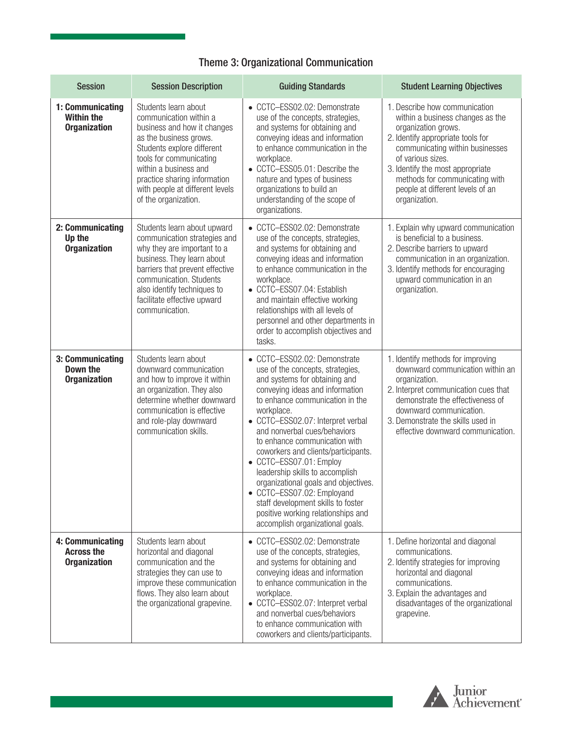## Theme 3: Organizational Communication

| Session | Session Description | Guiding Standards | Student Learning Objectives |
| --- | --- | --- | --- |
| **1: Communicating Within the Organization** | Students learn about communication within a business and how it changes as the business grows. Students explore different tools for communicating within a business and practice sharing information with people at different levels of the organization. | • CCTC–ESS02.02: Demonstrate use of the concepts, strategies, and systems for obtaining and conveying ideas and information to enhance communication in the workplace.<br>• CCTC–ESS05.01: Describe the nature and types of business organizations to build an understanding of the scope of organizations. | 1. Describe how communication within a business changes as the organization grows.<br>2. Identify appropriate tools for communicating within businesses of various sizes.<br>3. Identify the most appropriate methods for communicating with people at different levels of an organization. |
| **2: Communicating Up the Organization** | Students learn about upward communication strategies and why they are important to a business. They learn about barriers that prevent effective communication. Students also identify techniques to facilitate effective upward communication. | • CCTC–ESS02.02: Demonstrate use of the concepts, strategies, and systems for obtaining and conveying ideas and information to enhance communication in the workplace.<br>• CCTC–ESS07.04: Establish and maintain effective working relationships with all levels of personnel and other departments in order to accomplish objectives and tasks. | 1. Explain why upward communication is beneficial to a business.<br>2. Describe barriers to upward communication in an organization.<br>3. Identify methods for encouraging upward communication in an organization. |
| **3: Communicating Down the Organization** | Students learn about downward communication and how to improve it within an organization. They also determine whether downward communication is effective and role-play downward communication skills. | • CCTC–ESS02.02: Demonstrate use of the concepts, strategies, and systems for obtaining and conveying ideas and information to enhance communication in the workplace.<br>• CCTC–ESS02.07: Interpret verbal and nonverbal cues/behaviors to enhance communication with coworkers and clients/participants.<br>• CCTC–ESS07.01: Employ leadership skills to accomplish organizational goals and objectives.<br>• CCTC–ESS07.02: Employand staff development skills to foster positive working relationships and accomplish organizational goals. | 1. Identify methods for improving downward communication within an organization.<br>2. Interpret communication cues that demonstrate the effectiveness of downward communication.<br>3. Demonstrate the skills used in effective downward communication. |
| **4: Communicating Across the Organization** | Students learn about horizontal and diagonal communication and the strategies they can use to improve these communication flows. They also learn about the organizational grapevine. | • CCTC–ESS02.02: Demonstrate use of the concepts, strategies, and systems for obtaining and conveying ideas and information to enhance communication in the workplace.<br>• CCTC–ESS02.07: Interpret verbal and nonverbal cues/behaviors to enhance communication with coworkers and clients/participants. | 1. Define horizontal and diagonal communications.<br>2. Identify strategies for improving horizontal and diagonal communications.<br>3. Explain the advantages and disadvantages of the organizational grapevine. |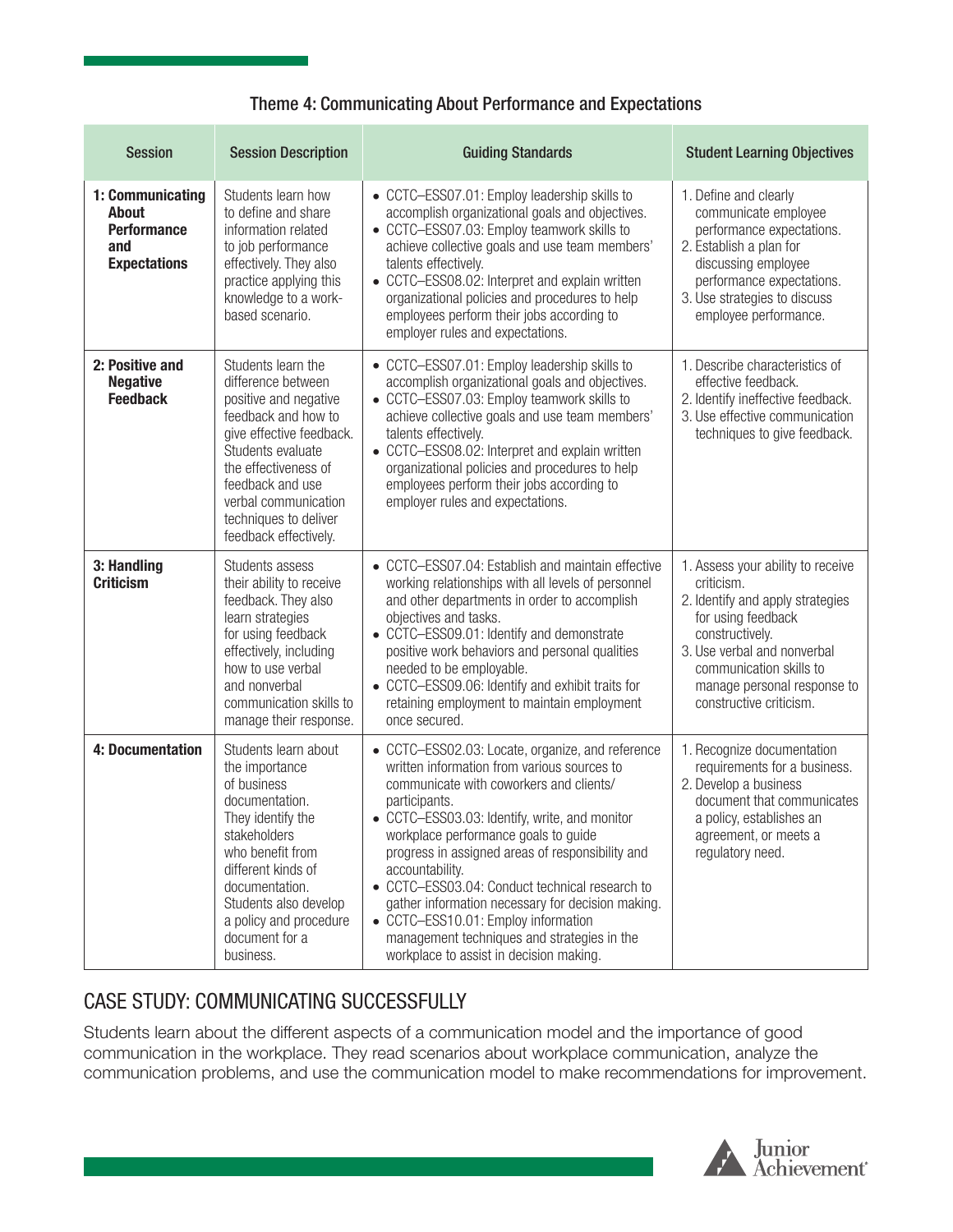## Theme 4: Communicating About Performance and Expectations

| Session | Session Description | Guiding Standards | Student Learning Objectives |
|---|---|---|---|
| **1: Communicating About Performance and Expectations** | Students learn how to define and share information related to job performance effectively. They also practice applying this knowledge to a work-based scenario. | • CCTC–ESS07.01: Employ leadership skills to accomplish organizational goals and objectives.<br>• CCTC–ESS07.03: Employ teamwork skills to achieve collective goals and use team members' talents effectively.<br>• CCTC–ESS08.02: Interpret and explain written organizational policies and procedures to help employees perform their jobs according to employer rules and expectations. | 1. Define and clearly communicate employee performance expectations.<br>2. Establish a plan for discussing employee performance expectations.<br>3. Use strategies to discuss employee performance. |
| **2: Positive and Negative Feedback** | Students learn the difference between positive and negative feedback and how to give effective feedback. Students evaluate the effectiveness of feedback and use verbal communication techniques to deliver feedback effectively. | • CCTC–ESS07.01: Employ leadership skills to accomplish organizational goals and objectives.<br>• CCTC–ESS07.03: Employ teamwork skills to achieve collective goals and use team members' talents effectively.<br>• CCTC–ESS08.02: Interpret and explain written organizational policies and procedures to help employees perform their jobs according to employer rules and expectations. | 1. Describe characteristics of effective feedback.<br>2. Identify ineffective feedback.<br>3. Use effective communication techniques to give feedback. |
| **3: Handling Criticism** | Students assess their ability to receive feedback. They also learn strategies for using feedback effectively, including how to use verbal and nonverbal communication skills to manage their response. | • CCTC–ESS07.04: Establish and maintain effective working relationships with all levels of personnel and other departments in order to accomplish objectives and tasks.<br>• CCTC–ESS09.01: Identify and demonstrate positive work behaviors and personal qualities needed to be employable.<br>• CCTC–ESS09.06: Identify and exhibit traits for retaining employment to maintain employment once secured. | 1. Assess your ability to receive criticism.<br>2. Identify and apply strategies for using feedback constructively.<br>3. Use verbal and nonverbal communication skills to manage personal response to constructive criticism. |
| **4: Documentation** | Students learn about the importance of business documentation. They identify the stakeholders who benefit from different kinds of documentation. Students also develop a policy and procedure document for a business. | • CCTC–ESS02.03: Locate, organize, and reference written information from various sources to communicate with coworkers and clients/participants.<br>• CCTC–ESS03.03: Identify, write, and monitor workplace performance goals to guide progress in assigned areas of responsibility and accountability.<br>• CCTC–ESS03.04: Conduct technical research to gather information necessary for decision making.<br>• CCTC–ESS10.01: Employ information management techniques and strategies in the workplace to assist in decision making. | 1. Recognize documentation requirements for a business.<br>2. Develop a business document that communicates a policy, establishes an agreement, or meets a regulatory need. |

## CASE STUDY: COMMUNICATING SUCCESSFULLY

Students learn about the different aspects of a communication model and the importance of good communication in the workplace. They read scenarios about workplace communication, analyze the communication problems, and use the communication model to make recommendations for improvement.